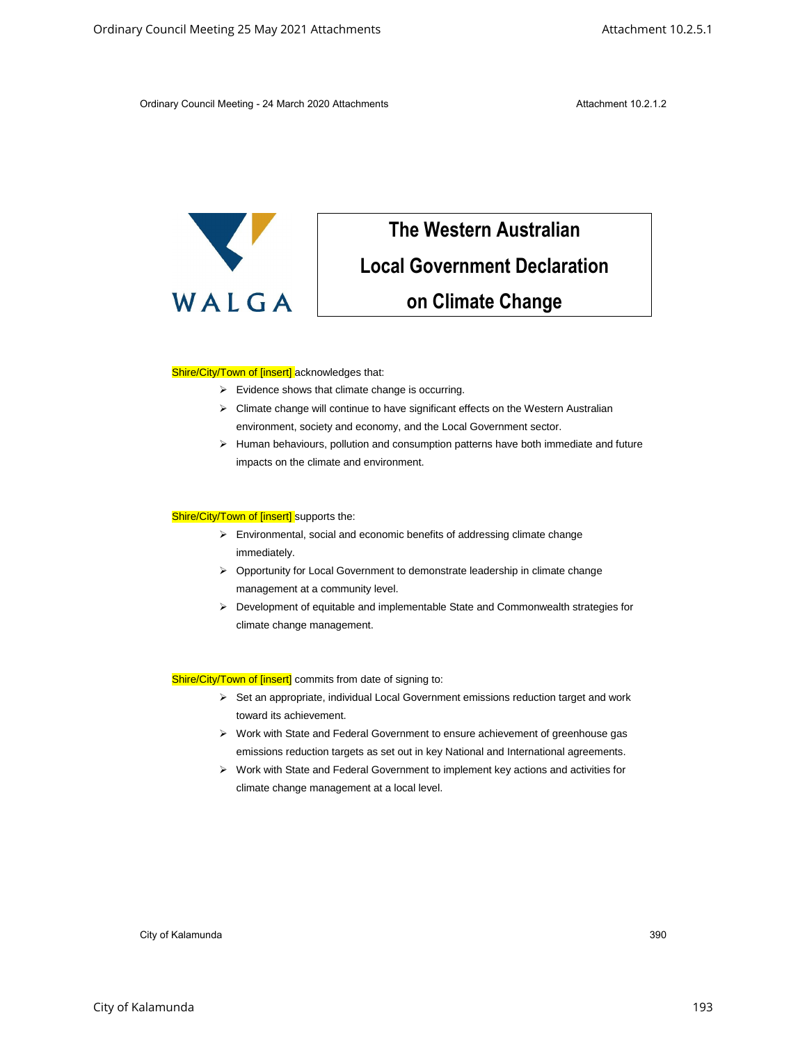# The Western Australian Local Government Declaration on Climate Change

Shire/City/Town of [insert] acknowledges that:

- Evidence shows that climate change is occurring.
- Climate change will continue to have significant effects on the Western Australian environment, society and economy, and the Local Government sector.
- Human behaviours, pollution and consumption patterns have both immediate and future impacts on the climate and environment.

Shire/City/Town of [insert] supports the:

- Environmental, social and economic benefits of addressing climate change immediately.
- Opportunity for Local Government to demonstrate leadership in climate change management at a community level.
- Development of equitable and implementable State and Commonwealth strategies for climate change management.

Shire/City/Town of [insert] commits from date of signing to:

- Set an appropriate, individual Local Government emissions reduction target and work toward its achievement.
- Work with State and Federal Government to ensure achievement of greenhouse gas emissions reduction targets as set out in key National and International agreements.
- Work with State and Federal Government to implement key actions and activities for climate change management at a local level.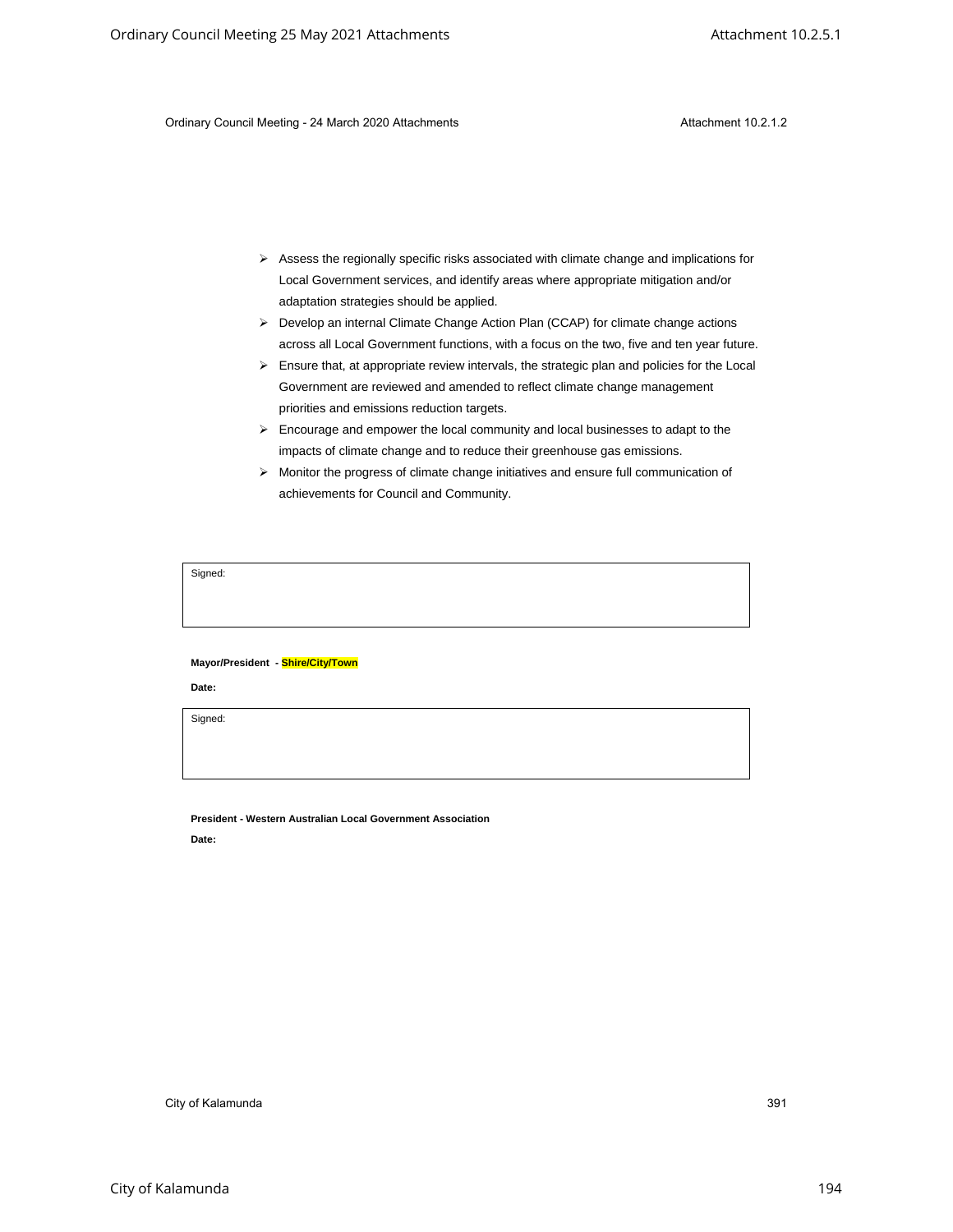- Assess the regionally specific risks associated with climate change and implications for Local Government services, and identify areas where appropriate mitigation and/or adaptation strategies should be applied.
- Develop an internal Climate Change Action Plan (CCAP) for climate change actions across all Local Government functions, with a focus on the two, five and ten year future.
- Ensure that, at appropriate review intervals, the strategic plan and policies for the Local Government are reviewed and amended to reflect climate change management priorities and emissions reduction targets.
- Encourage and empower the local community and local businesses to adapt to the impacts of climate change and to reduce their greenhouse gas emissions.
- Monitor the progress of climate change initiatives and ensure full communication of achievements for Council and Community.

| Signed: |
|---|
| |

**Mayor/President - Shire/City/Town**

**Date:**

| Signed: |
|---|
| |

**President - Western Australian Local Government Association**

**Date:**